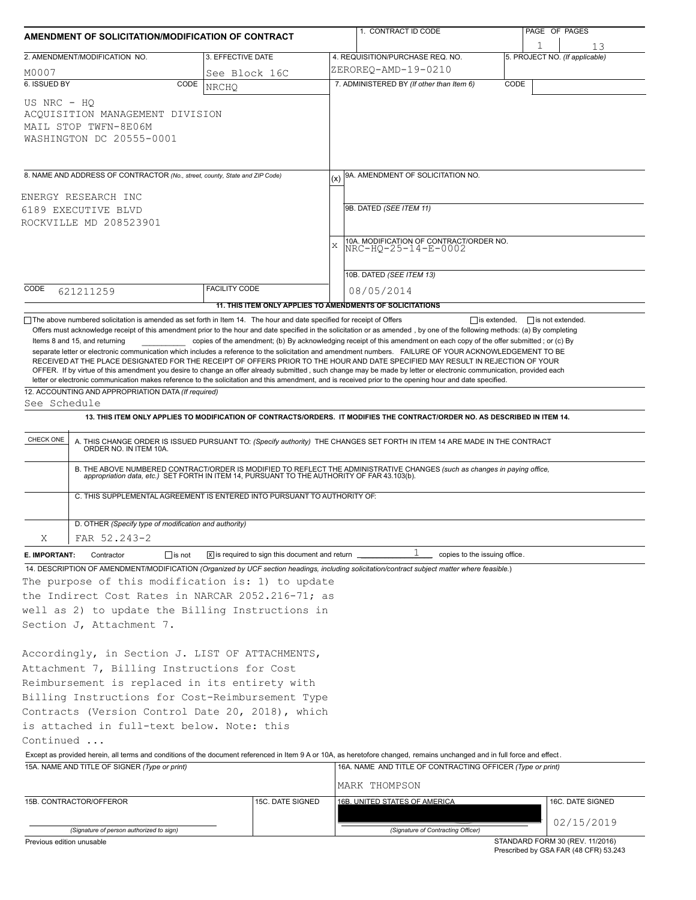# AMENDMENT OF SOLICITATION/MODIFICATION OF CONTRACT

| 1. CONTRACT ID CODE | PAGE OF PAGES |
|---|---|
| | 1 13 |

| 2. AMENDMENT/MODIFICATION NO. | 3. EFFECTIVE DATE | 4. REQUISITION/PURCHASE REQ. NO. | 5. PROJECT NO. (If applicable) |
|---|---|---|---|
| M0007 | See Block 16C | ZEROREQ-AMD-19-0210 | |

| 6. ISSUED BY CODE NRCHQ | 7. ADMINISTERED BY (If other than Item 6) CODE |
|---|---|
| US NRC - HQ<br>ACQUISITION MANAGEMENT DIVISION<br>MAIL STOP TWFN-8E06M<br>WASHINGTON DC 20555-0001 | |

**8. NAME AND ADDRESS OF CONTRACTOR** (No., street, county, State and ZIP Code)

ENERGY RESEARCH INC
6189 EXECUTIVE BLVD
ROCKVILLE MD 208523901

| (x) | |
|---|---|
| | 9A. AMENDMENT OF SOLICITATION NO. |
| | 9B. DATED (SEE ITEM 11) |
| X | 10A. MODIFICATION OF CONTRACT/ORDER NO. NRC-HQ-25-14-E-0002 |
| | 10B. DATED (SEE ITEM 13) 08/05/2014 |

CODE 621211259 | FACILITY CODE

**11. THIS ITEM ONLY APPLIES TO AMENDMENTS OF SOLICITATIONS**

☐ The above numbered solicitation is amended as set forth in Item 14. The hour and date specified for receipt of Offers ☐ is extended, ☐ is not extended.
Offers must acknowledge receipt of this amendment prior to the hour and date specified in the solicitation or as amended, by one of the following methods: (a) By completing Items 8 and 15, and returning \_\_\_\_\_\_ copies of the amendment; (b) By acknowledging receipt of this amendment on each copy of the offer submitted ; or (c) By separate letter or electronic communication which includes a reference to the solicitation and amendment numbers. FAILURE OF YOUR ACKNOWLEDGEMENT TO BE RECEIVED AT THE PLACE DESIGNATED FOR THE RECEIPT OF OFFERS PRIOR TO THE HOUR AND DATE SPECIFIED MAY RESULT IN REJECTION OF YOUR OFFER. If by virtue of this amendment you desire to change an offer already submitted , such change may be made by letter or electronic communication, provided each letter or electronic communication makes reference to the solicitation and this amendment, and is received prior to the opening hour and date specified.

**12. ACCOUNTING AND APPROPRIATION DATA** (If required)
See Schedule

**13. THIS ITEM ONLY APPLIES TO MODIFICATION OF CONTRACTS/ORDERS. IT MODIFIES THE CONTRACT/ORDER NO. AS DESCRIBED IN ITEM 14.**

| CHECK ONE | |
|---|---|
| | A. THIS CHANGE ORDER IS ISSUED PURSUANT TO: (Specify authority) THE CHANGES SET FORTH IN ITEM 14 ARE MADE IN THE CONTRACT ORDER NO. IN ITEM 10A. |
| | B. THE ABOVE NUMBERED CONTRACT/ORDER IS MODIFIED TO REFLECT THE ADMINISTRATIVE CHANGES (such as changes in paying office, appropriation data, etc.) SET FORTH IN ITEM 14, PURSUANT TO THE AUTHORITY OF FAR 43.103(b). |
| | C. THIS SUPPLEMENTAL AGREEMENT IS ENTERED INTO PURSUANT TO AUTHORITY OF: |
| X | D. OTHER (Specify type of modification and authority) FAR 52.243-2 |

**E. IMPORTANT:** Contractor ☐ is not ☒ is required to sign this document and return 1 copies to the issuing office.

**14. DESCRIPTION OF AMENDMENT/MODIFICATION** (Organized by UCF section headings, including solicitation/contract subject matter where feasible.)

The purpose of this modification is: 1) to update the Indirect Cost Rates in NARCAR 2052.216-71; as well as 2) to update the Billing Instructions in Section J, Attachment 7.

Accordingly, in Section J. LIST OF ATTACHMENTS, Attachment 7, Billing Instructions for Cost Reimbursement is replaced in its entirety with Billing Instructions for Cost-Reimbursement Type Contracts (Version Control Date 20, 2018), which is attached in full-text below. Note: this

Continued ...

Except as provided herein, all terms and conditions of the document referenced in Item 9 A or 10A, as heretofore changed, remains unchanged and in full force and effect.

| 15A. NAME AND TITLE OF SIGNER (Type or print) | | 16A. NAME AND TITLE OF CONTRACTING OFFICER (Type or print) | |
|---|---|---|---|
| | | MARK THOMPSON | |
| 15B. CONTRACTOR/OFFEROR | 15C. DATE SIGNED | 16B. UNITED STATES OF AMERICA | 16C. DATE SIGNED |
| (Signature of person authorized to sign) | | (Signature of Contracting Officer) | 02/15/2019 |

Previous edition unusable

STANDARD FORM 30 (REV. 11/2016)
Prescribed by GSA FAR (48 CFR) 53.243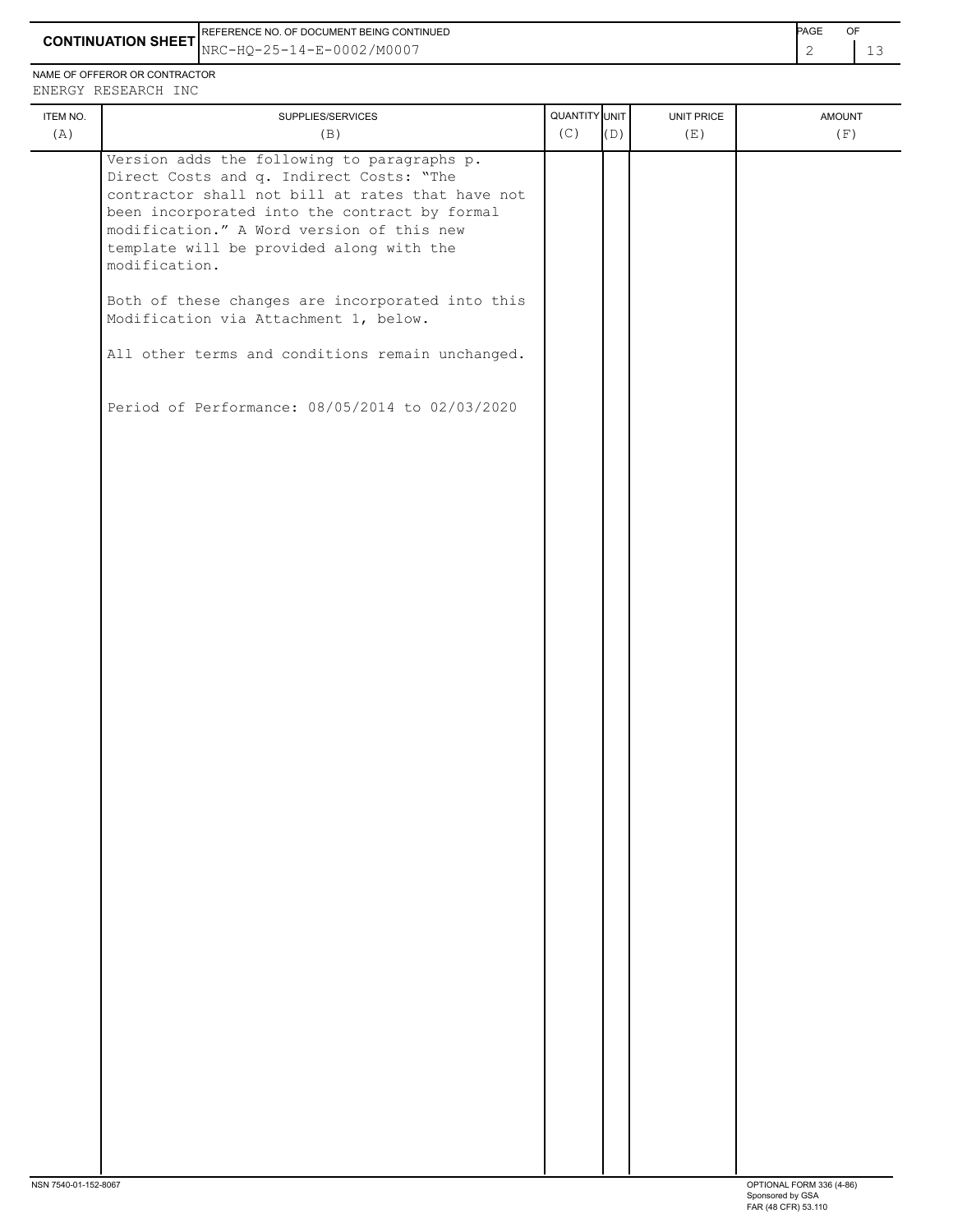**CONTINUATION SHEET**

REFERENCE NO. OF DOCUMENT BEING CONTINUED: NRC-HQ-25-14-E-0002/M0007

NAME OF OFFEROR OR CONTRACTOR: ENERGY RESEARCH INC

| ITEM NO. (A) | SUPPLIES/SERVICES (B) | QUANTITY (C) | UNIT (D) | UNIT PRICE (E) | AMOUNT (F) |
|---|---|---|---|---|---|
| | Version adds the following to paragraphs p. Direct Costs and q. Indirect Costs: "The contractor shall not bill at rates that have not been incorporated into the contract by formal modification." A Word version of this new template will be provided along with the modification.<br><br>Both of these changes are incorporated into this Modification via Attachment 1, below.<br><br>All other terms and conditions remain unchanged.<br><br>Period of Performance: 08/05/2014 to 02/03/2020 | | | | |

NSN 7540-01-152-8067

OPTIONAL FORM 336 (4-86)
Sponsored by GSA
FAR (48 CFR) 53.110